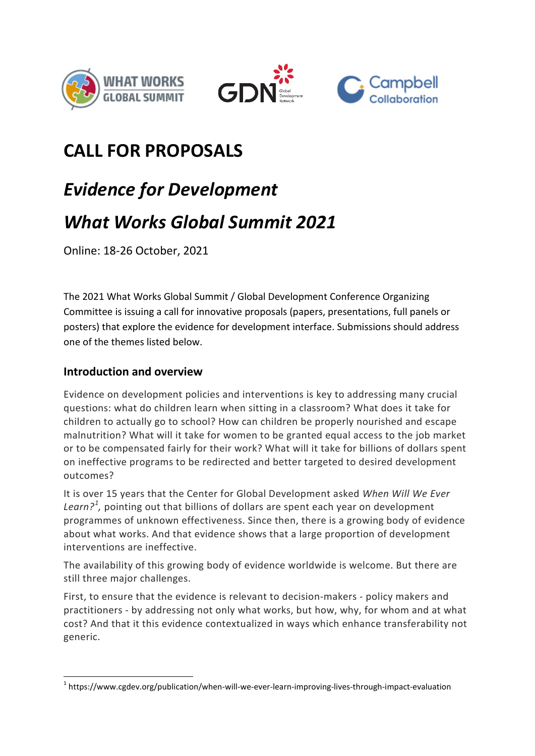# CALL FOR PROPOSALS

## *Evidence for Development*

## *What Works Global Summit 2021*

Online: 18-26 October, 2021

The 2021 What Works Global Summit / Global Development Conference Organizing Committee is issuing a call for innovative proposals (papers, presentations, full panels or posters) that explore the evidence for development interface. Submissions should address one of the themes listed below.

### Introduction and overview

Evidence on development policies and interventions is key to addressing many crucial questions: what do children learn when sitting in a classroom? What does it take for children to actually go to school? How can children be properly nourished and escape malnutrition? What will it take for women to be granted equal access to the job market or to be compensated fairly for their work? What will it take for billions of dollars spent on ineffective programs to be redirected and better targeted to desired development outcomes?

It is over 15 years that the Center for Global Development asked *When Will We Ever Learn?*[1], pointing out that billions of dollars are spent each year on development programmes of unknown effectiveness. Since then, there is a growing body of evidence about what works. And that evidence shows that a large proportion of development interventions are ineffective.

The availability of this growing body of evidence worldwide is welcome. But there are still three major challenges.

First, to ensure that the evidence is relevant to decision-makers - policy makers and practitioners - by addressing not only what works, but how, why, for whom and at what cost? And that it this evidence contextualized in ways which enhance transferability not generic.

---

[1] https://www.cgdev.org/publication/when-will-we-ever-learn-improving-lives-through-impact-evaluation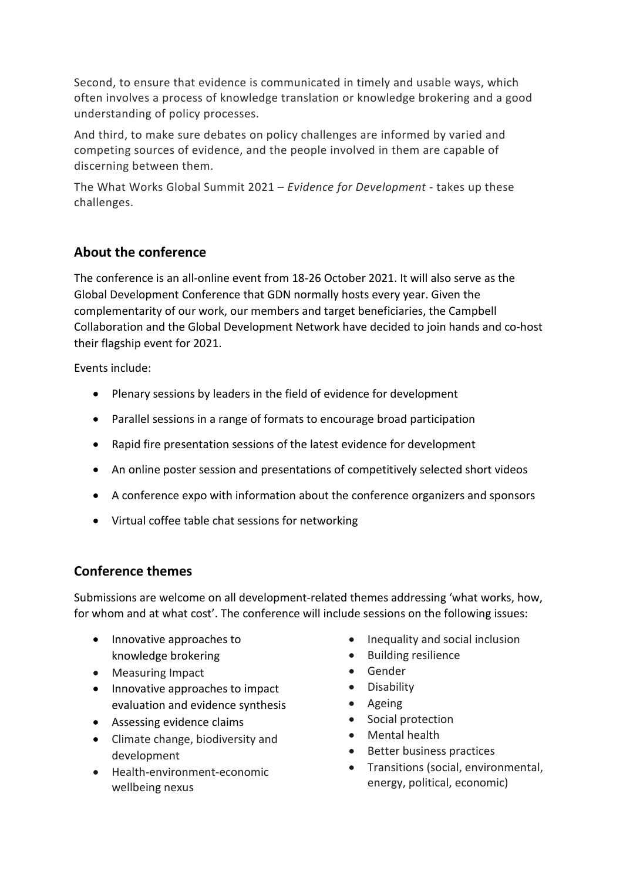Second, to ensure that evidence is communicated in timely and usable ways, which often involves a process of knowledge translation or knowledge brokering and a good understanding of policy processes.

And third, to make sure debates on policy challenges are informed by varied and competing sources of evidence, and the people involved in them are capable of discerning between them.

The What Works Global Summit 2021 – *Evidence for Development* - takes up these challenges.

## About the conference

The conference is an all-online event from 18-26 October 2021. It will also serve as the Global Development Conference that GDN normally hosts every year. Given the complementarity of our work, our members and target beneficiaries, the Campbell Collaboration and the Global Development Network have decided to join hands and co-host their flagship event for 2021.

Events include:

- Plenary sessions by leaders in the field of evidence for development
- Parallel sessions in a range of formats to encourage broad participation
- Rapid fire presentation sessions of the latest evidence for development
- An online poster session and presentations of competitively selected short videos
- A conference expo with information about the conference organizers and sponsors
- Virtual coffee table chat sessions for networking

## Conference themes

Submissions are welcome on all development-related themes addressing 'what works, how, for whom and at what cost'. The conference will include sessions on the following issues:

- Innovative approaches to knowledge brokering
- Measuring Impact
- Innovative approaches to impact evaluation and evidence synthesis
- Assessing evidence claims
- Climate change, biodiversity and development
- Health-environment-economic wellbeing nexus
- Inequality and social inclusion
- Building resilience
- Gender
- Disability
- Ageing
- Social protection
- Mental health
- Better business practices
- Transitions (social, environmental, energy, political, economic)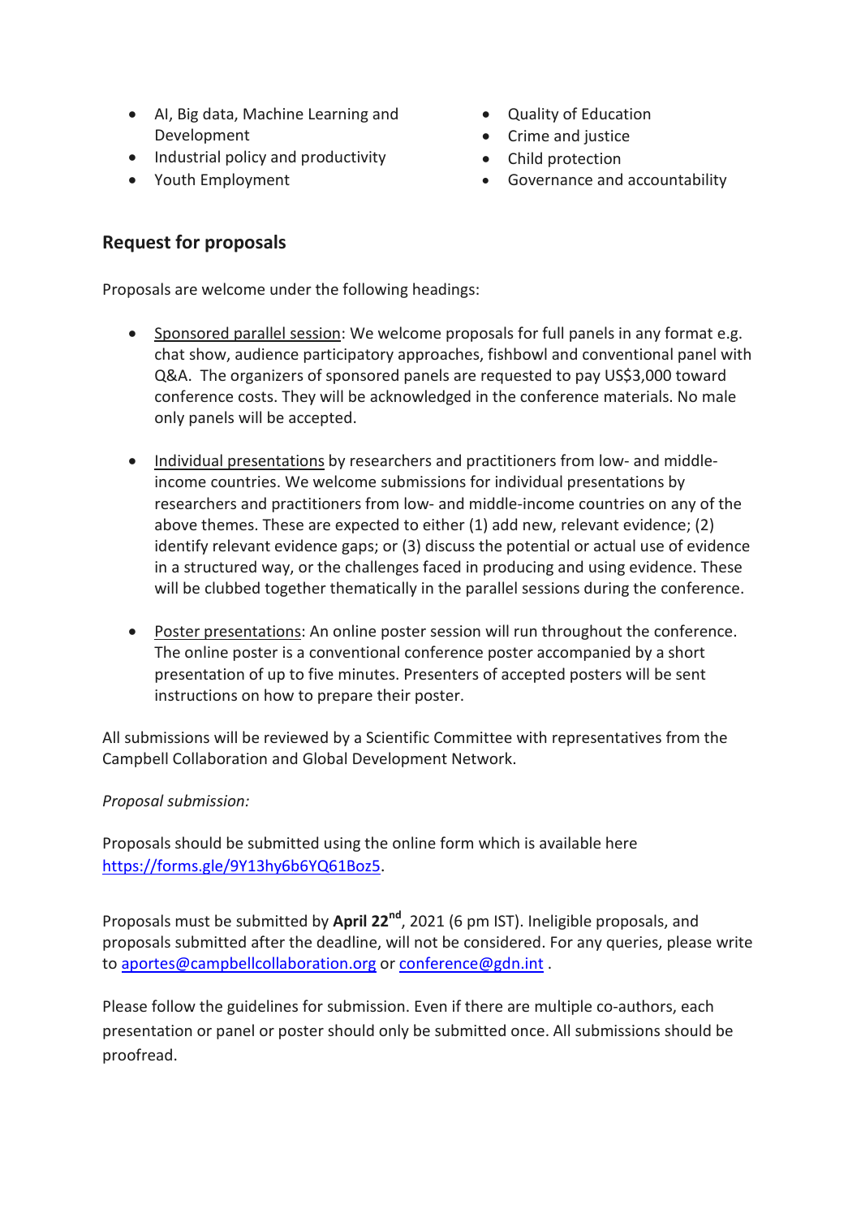- AI, Big data, Machine Learning and Development
- Industrial policy and productivity
- Youth Employment
- Quality of Education
- Crime and justice
- Child protection
- Governance and accountability

## Request for proposals

Proposals are welcome under the following headings:

- Sponsored parallel session: We welcome proposals for full panels in any format e.g. chat show, audience participatory approaches, fishbowl and conventional panel with Q&A. The organizers of sponsored panels are requested to pay US$3,000 toward conference costs. They will be acknowledged in the conference materials. No male only panels will be accepted.

- Individual presentations by researchers and practitioners from low- and middle-income countries. We welcome submissions for individual presentations by researchers and practitioners from low- and middle-income countries on any of the above themes. These are expected to either (1) add new, relevant evidence; (2) identify relevant evidence gaps; or (3) discuss the potential or actual use of evidence in a structured way, or the challenges faced in producing and using evidence. These will be clubbed together thematically in the parallel sessions during the conference.

- Poster presentations: An online poster session will run throughout the conference. The online poster is a conventional conference poster accompanied by a short presentation of up to five minutes. Presenters of accepted posters will be sent instructions on how to prepare their poster.

All submissions will be reviewed by a Scientific Committee with representatives from the Campbell Collaboration and Global Development Network.

*Proposal submission:*

Proposals should be submitted using the online form which is available here https://forms.gle/9Y13hy6b6YQ61Boz5.

Proposals must be submitted by **April 22nd**, 2021 (6 pm IST). Ineligible proposals, and proposals submitted after the deadline, will not be considered. For any queries, please write to aportes@campbellcollaboration.org or conference@gdn.int .

Please follow the guidelines for submission. Even if there are multiple co-authors, each presentation or panel or poster should only be submitted once. All submissions should be proofread.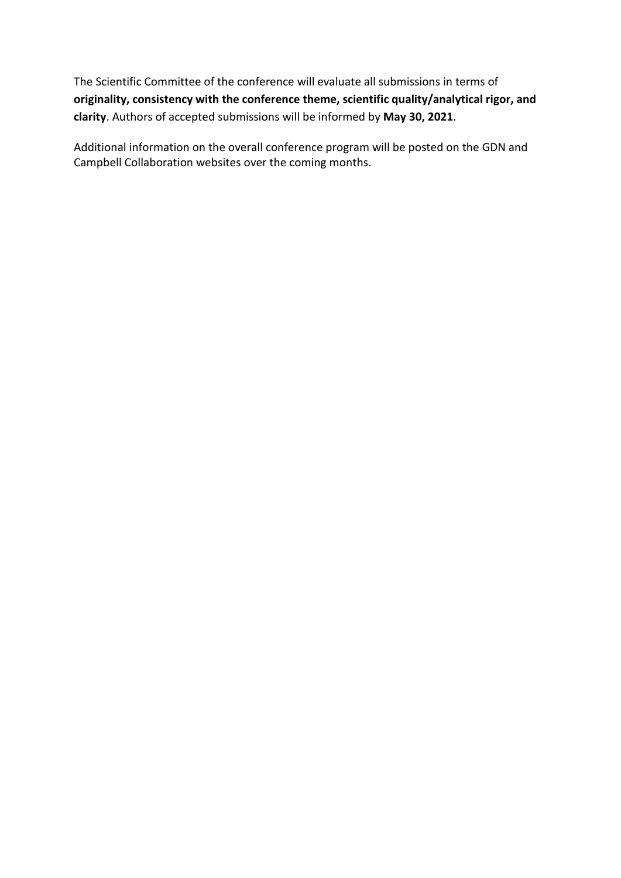The Scientific Committee of the conference will evaluate all submissions in terms of **originality, consistency with the conference theme, scientific quality/analytical rigor, and clarity**. Authors of accepted submissions will be informed by **May 30, 2021**.

Additional information on the overall conference program will be posted on the GDN and Campbell Collaboration websites over the coming months.